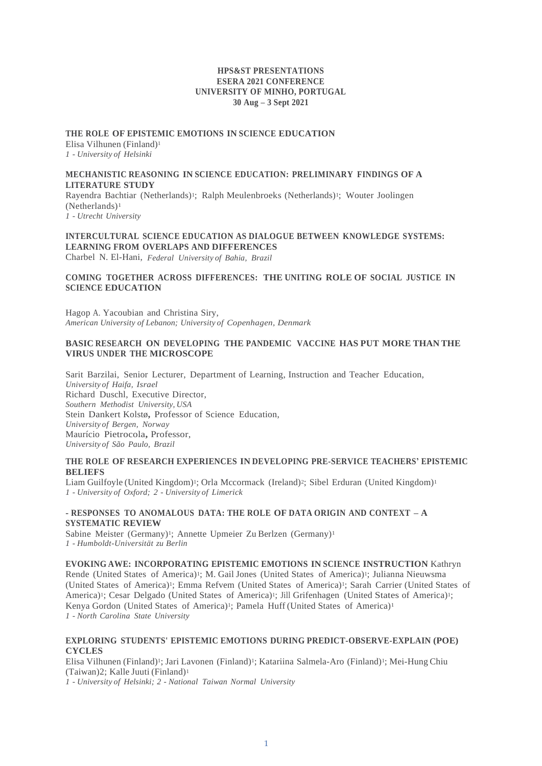**HPS&ST PRESENTATIONS**
**ESERA 2021 CONFERENCE**
**UNIVERSITY OF MINHO, PORTUGAL**
**30 Aug – 3 Sept 2021**

**THE ROLE OF EPISTEMIC EMOTIONS IN SCIENCE EDUCATION**
Elisa Vilhunen (Finland)[1]
*1 - University of Helsinki*

**MECHANISTIC REASONING IN SCIENCE EDUCATION: PRELIMINARY FINDINGS OF A LITERATURE STUDY**
Rayendra Bachtiar (Netherlands)[1]; Ralph Meulenbroeks (Netherlands)[1]; Wouter Joolingen (Netherlands)[1]
*1 - Utrecht University*

**INTERCULTURAL SCIENCE EDUCATION AS DIALOGUE BETWEEN KNOWLEDGE SYSTEMS: LEARNING FROM OVERLAPS AND DIFFERENCES**
Charbel N. El-Hani, *Federal University of Bahia, Brazil*

**COMING TOGETHER ACROSS DIFFERENCES: THE UNITING ROLE OF SOCIAL JUSTICE IN SCIENCE EDUCATION**

Hagop A. Yacoubian and Christina Siry,
*American University of Lebanon; University of Copenhagen, Denmark*

**BASIC RESEARCH ON DEVELOPING THE PANDEMIC VACCINE HAS PUT MORE THAN THE VIRUS UNDER THE MICROSCOPE**

Sarit Barzilai, Senior Lecturer, Department of Learning, Instruction and Teacher Education,
*University of Haifa, Israel*
Richard Duschl, Executive Director,
*Southern Methodist University, USA*
Stein Dankert Kolstø**,** Professor of Science Education,
*University of Bergen, Norway*
Maurício Pietrocola**,** Professor,
*University of São Paulo, Brazil*

**THE ROLE OF RESEARCH EXPERIENCES IN DEVELOPING PRE-SERVICE TEACHERS' EPISTEMIC BELIEFS**
Liam Guilfoyle (United Kingdom)[1]; Orla Mccormack (Ireland)[2]; Sibel Erduran (United Kingdom)[1]
*1 - University of Oxford; 2 - University of Limerick*

**- RESPONSES TO ANOMALOUS DATA: THE ROLE OF DATA ORIGIN AND CONTEXT – A SYSTEMATIC REVIEW**
Sabine Meister (Germany)[1]; Annette Upmeier Zu Berlzen (Germany)[1]
*1 - Humboldt-Universität zu Berlin*

**EVOKING AWE: INCORPORATING EPISTEMIC EMOTIONS IN SCIENCE INSTRUCTION** Kathryn Rende (United States of America)[1]; M. Gail Jones (United States of America)[1]; Julianna Nieuwsma (United States of America)[1]; Emma Refvem (United States of America)[1]; Sarah Carrier (United States of America)[1]; Cesar Delgado (United States of America)[1]; Jill Grifenhagen (United States of America)[1]; Kenya Gordon (United States of America)[1]; Pamela Huff (United States of America)[1]
*1 - North Carolina State University*

**EXPLORING STUDENTS' EPISTEMIC EMOTIONS DURING PREDICT-OBSERVE-EXPLAIN (POE) CYCLES**
Elisa Vilhunen (Finland)[1]; Jari Lavonen (Finland)[1]; Katariina Salmela-Aro (Finland)[1]; Mei-Hung Chiu (Taiwan)2; Kalle Juuti (Finland)[1]
*1 - University of Helsinki; 2 - National Taiwan Normal University*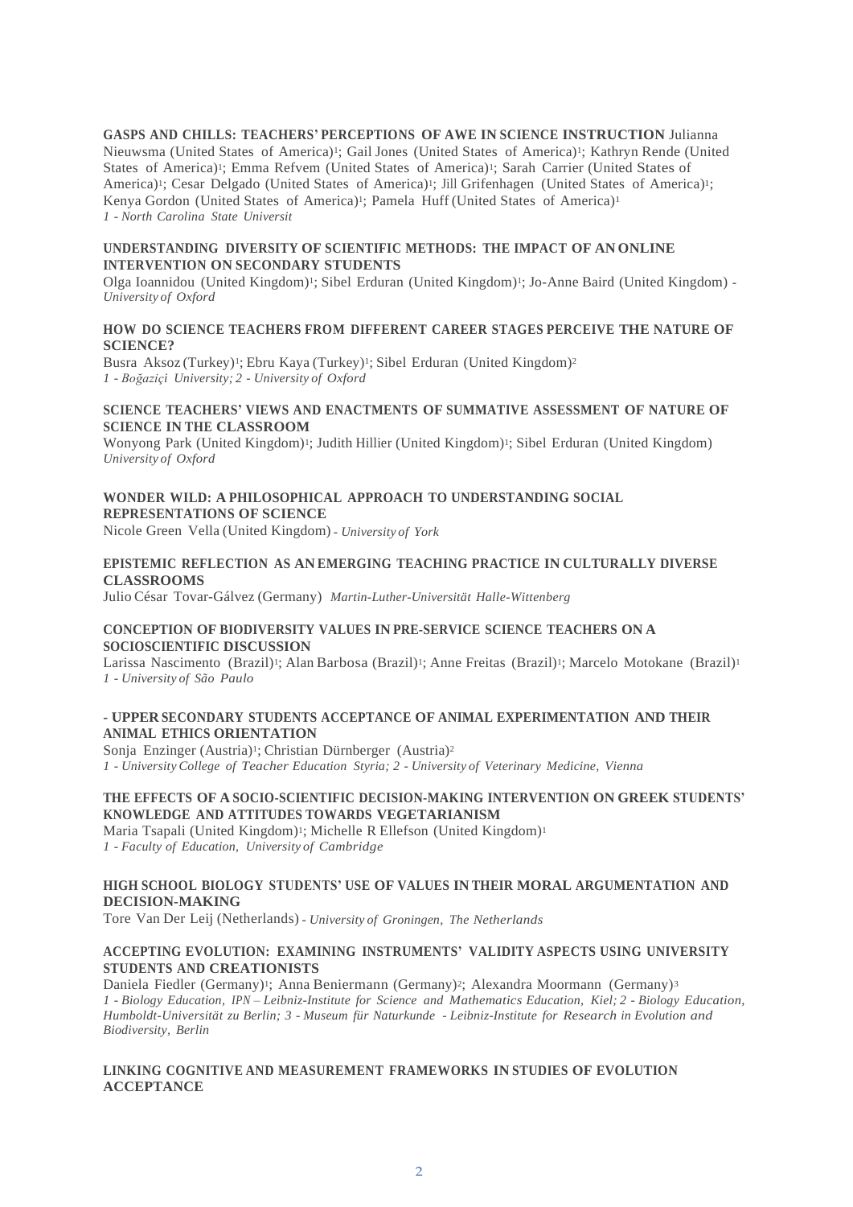**GASPS AND CHILLS: TEACHERS' PERCEPTIONS OF AWE IN SCIENCE INSTRUCTION** Julianna Nieuwsma (United States of America)[1]; Gail Jones (United States of America)[1]; Kathryn Rende (United States of America)[1]; Emma Refvem (United States of America)[1]; Sarah Carrier (United States of America)[1]; Cesar Delgado (United States of America)[1]; Jill Grifenhagen (United States of America)[1]; Kenya Gordon (United States of America)[1]; Pamela Huff (United States of America)[1]
*1 - North Carolina State Universit*

**UNDERSTANDING DIVERSITY OF SCIENTIFIC METHODS: THE IMPACT OF AN ONLINE INTERVENTION ON SECONDARY STUDENTS**
Olga Ioannidou (United Kingdom)[1]; Sibel Erduran (United Kingdom)[1]; Jo-Anne Baird (United Kingdom) - *University of Oxford*

**HOW DO SCIENCE TEACHERS FROM DIFFERENT CAREER STAGES PERCEIVE THE NATURE OF SCIENCE?**
Busra Aksoz (Turkey)[1]; Ebru Kaya (Turkey)[1]; Sibel Erduran (United Kingdom)[2]
*1 - Boğaziçi University; 2 - University of Oxford*

**SCIENCE TEACHERS' VIEWS AND ENACTMENTS OF SUMMATIVE ASSESSMENT OF NATURE OF SCIENCE IN THE CLASSROOM**
Wonyong Park (United Kingdom)[1]; Judith Hillier (United Kingdom)[1]; Sibel Erduran (United Kingdom)
*University of Oxford*

**WONDER WILD: A PHILOSOPHICAL APPROACH TO UNDERSTANDING SOCIAL REPRESENTATIONS OF SCIENCE**
Nicole Green Vella (United Kingdom) - *University of York*

**EPISTEMIC REFLECTION AS AN EMERGING TEACHING PRACTICE IN CULTURALLY DIVERSE CLASSROOMS**
Julio César Tovar-Gálvez (Germany) *Martin-Luther-Universität Halle-Wittenberg*

**CONCEPTION OF BIODIVERSITY VALUES IN PRE-SERVICE SCIENCE TEACHERS ON A SOCIOSCIENTIFIC DISCUSSION**
Larissa Nascimento (Brazil)[1]; Alan Barbosa (Brazil)[1]; Anne Freitas (Brazil)[1]; Marcelo Motokane (Brazil)[1]
*1 - University of São Paulo*

**- UPPER SECONDARY STUDENTS ACCEPTANCE OF ANIMAL EXPERIMENTATION AND THEIR ANIMAL ETHICS ORIENTATION**
Sonja Enzinger (Austria)[1]; Christian Dürnberger (Austria)[2]
*1 - University College of Teacher Education Styria; 2 - University of Veterinary Medicine, Vienna*

**THE EFFECTS OF A SOCIO-SCIENTIFIC DECISION-MAKING INTERVENTION ON GREEK STUDENTS' KNOWLEDGE AND ATTITUDES TOWARDS VEGETARIANISM**
Maria Tsapali (United Kingdom)[1]; Michelle R Ellefson (United Kingdom)[1]
*1 - Faculty of Education, University of Cambridge*

**HIGH SCHOOL BIOLOGY STUDENTS' USE OF VALUES IN THEIR MORAL ARGUMENTATION AND DECISION-MAKING**
Tore Van Der Leij (Netherlands) - *University of Groningen, The Netherlands*

**ACCEPTING EVOLUTION: EXAMINING INSTRUMENTS' VALIDITY ASPECTS USING UNIVERSITY STUDENTS AND CREATIONISTS**
Daniela Fiedler (Germany)[1]; Anna Beniermann (Germany)[2]; Alexandra Moormann (Germany)[3]
*1 - Biology Education, IPN – Leibniz-Institute for Science and Mathematics Education, Kiel; 2 - Biology Education, Humboldt-Universität zu Berlin; 3 - Museum für Naturkunde - Leibniz-Institute for Research in Evolution and Biodiversity, Berlin*

**LINKING COGNITIVE AND MEASUREMENT FRAMEWORKS IN STUDIES OF EVOLUTION ACCEPTANCE**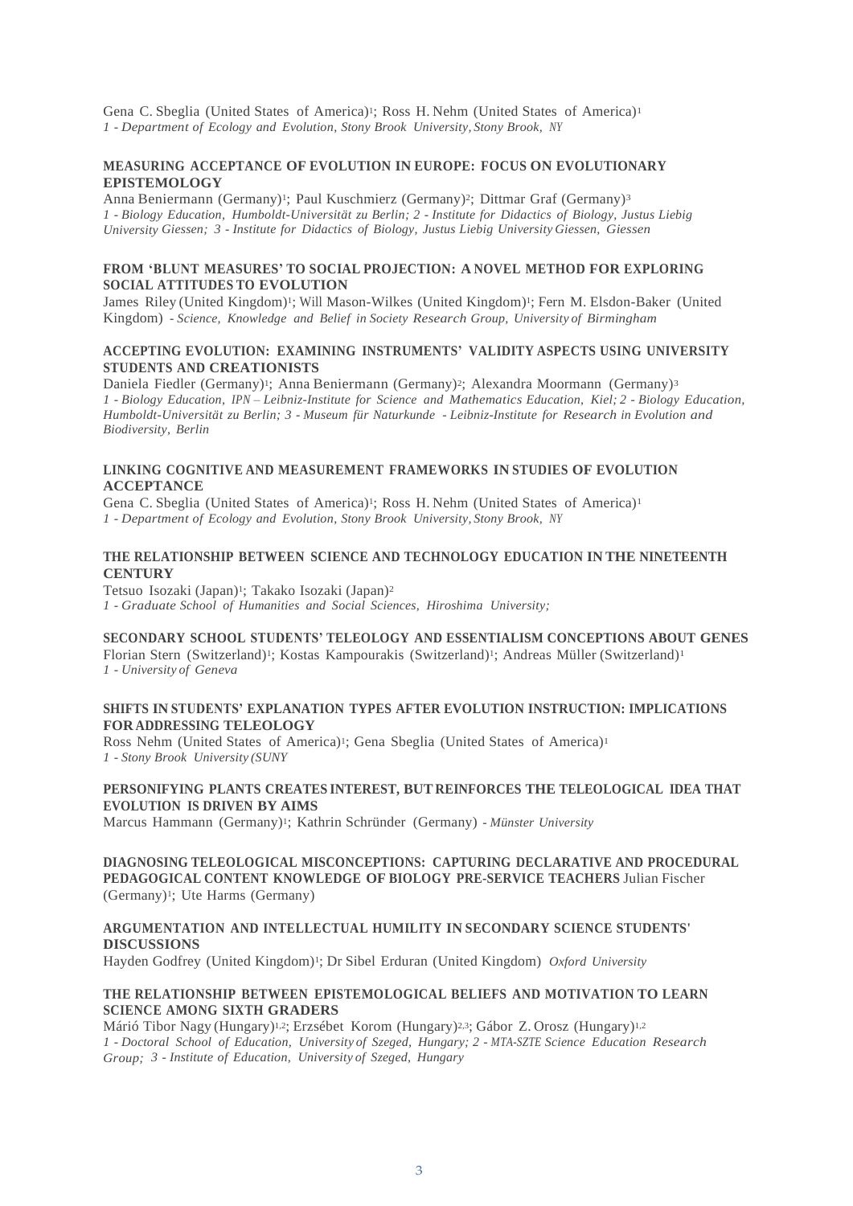Gena C. Sbeglia (United States of America)[1]; Ross H. Nehm (United States of America)[1]
*1 - Department of Ecology and Evolution, Stony Brook University, Stony Brook, NY*

**MEASURING ACCEPTANCE OF EVOLUTION IN EUROPE: FOCUS ON EVOLUTIONARY EPISTEMOLOGY**

Anna Beniermann (Germany)[1]; Paul Kuschmierz (Germany)[2]; Dittmar Graf (Germany)[3]
*1 - Biology Education, Humboldt-Universität zu Berlin; 2 - Institute for Didactics of Biology, Justus Liebig University Giessen; 3 - Institute for Didactics of Biology, Justus Liebig University Giessen, Giessen*

**FROM 'BLUNT MEASURES' TO SOCIAL PROJECTION: A NOVEL METHOD FOR EXPLORING SOCIAL ATTITUDES TO EVOLUTION**

James Riley (United Kingdom)[1]; Will Mason-Wilkes (United Kingdom)[1]; Fern M. Elsdon-Baker (United Kingdom) - *Science, Knowledge and Belief in Society Research Group, University of Birmingham*

**ACCEPTING EVOLUTION: EXAMINING INSTRUMENTS' VALIDITY ASPECTS USING UNIVERSITY STUDENTS AND CREATIONISTS**

Daniela Fiedler (Germany)[1]; Anna Beniermann (Germany)[2]; Alexandra Moormann (Germany)[3]
*1 - Biology Education, IPN – Leibniz-Institute for Science and Mathematics Education, Kiel; 2 - Biology Education, Humboldt-Universität zu Berlin; 3 - Museum für Naturkunde - Leibniz-Institute for Research in Evolution and Biodiversity, Berlin*

**LINKING COGNITIVE AND MEASUREMENT FRAMEWORKS IN STUDIES OF EVOLUTION ACCEPTANCE**

Gena C. Sbeglia (United States of America)[1]; Ross H. Nehm (United States of America)[1]
*1 - Department of Ecology and Evolution, Stony Brook University, Stony Brook, NY*

**THE RELATIONSHIP BETWEEN SCIENCE AND TECHNOLOGY EDUCATION IN THE NINETEENTH CENTURY**

Tetsuo Isozaki (Japan)[1]; Takako Isozaki (Japan)[2]
*1 - Graduate School of Humanities and Social Sciences, Hiroshima University;*

**SECONDARY SCHOOL STUDENTS' TELEOLOGY AND ESSENTIALISM CONCEPTIONS ABOUT GENES**

Florian Stern (Switzerland)[1]; Kostas Kampourakis (Switzerland)[1]; Andreas Müller (Switzerland)[1]
*1 - University of Geneva*

**SHIFTS IN STUDENTS' EXPLANATION TYPES AFTER EVOLUTION INSTRUCTION: IMPLICATIONS FOR ADDRESSING TELEOLOGY**

Ross Nehm (United States of America)[1]; Gena Sbeglia (United States of America)[1]
*1 - Stony Brook University (SUNY*

**PERSONIFYING PLANTS CREATES INTEREST, BUT REINFORCES THE TELEOLOGICAL IDEA THAT EVOLUTION IS DRIVEN BY AIMS**

Marcus Hammann (Germany)[1]; Kathrin Schründer (Germany) - *Münster University*

**DIAGNOSING TELEOLOGICAL MISCONCEPTIONS: CAPTURING DECLARATIVE AND PROCEDURAL PEDAGOGICAL CONTENT KNOWLEDGE OF BIOLOGY PRE-SERVICE TEACHERS** Julian Fischer (Germany)[1]; Ute Harms (Germany)

**ARGUMENTATION AND INTELLECTUAL HUMILITY IN SECONDARY SCIENCE STUDENTS' DISCUSSIONS**

Hayden Godfrey (United Kingdom)[1]; Dr Sibel Erduran (United Kingdom) *Oxford University*

**THE RELATIONSHIP BETWEEN EPISTEMOLOGICAL BELIEFS AND MOTIVATION TO LEARN SCIENCE AMONG SIXTH GRADERS**

Márió Tibor Nagy (Hungary)[1,2]; Erzsébet Korom (Hungary)[2,3]; Gábor Z. Orosz (Hungary)[1,2]
*1 - Doctoral School of Education, University of Szeged, Hungary; 2 - MTA-SZTE Science Education Research Group; 3 - Institute of Education, University of Szeged, Hungary*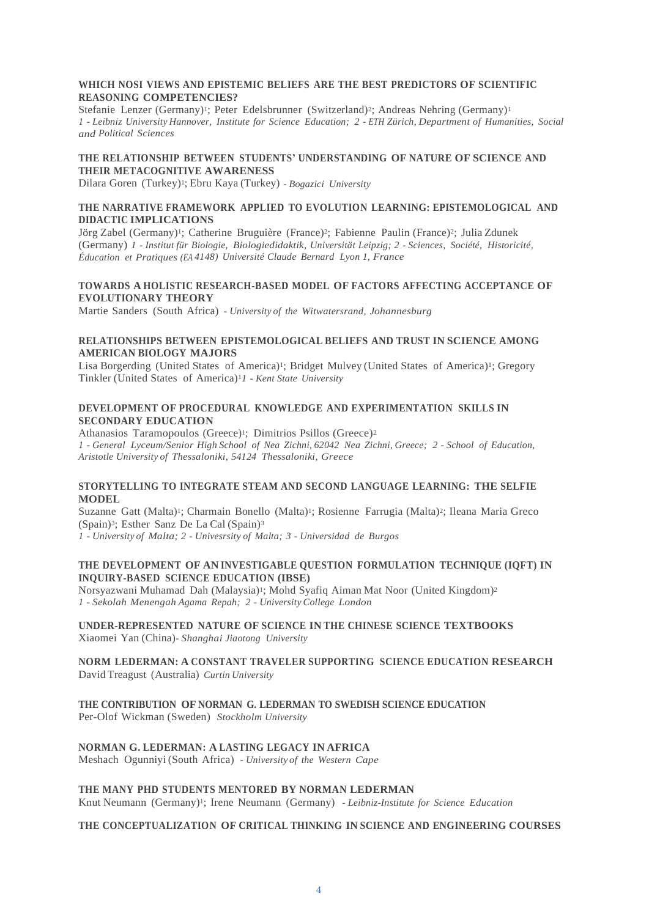**WHICH NOSI VIEWS AND EPISTEMIC BELIEFS ARE THE BEST PREDICTORS OF SCIENTIFIC REASONING COMPETENCIES?**

Stefanie Lenzer (Germany)[1]; Peter Edelsbrunner (Switzerland)[2]; Andreas Nehring (Germany)[1]
*1 - Leibniz University Hannover, Institute for Science Education; 2 - ETH Zürich, Department of Humanities, Social and Political Sciences*

**THE RELATIONSHIP BETWEEN STUDENTS' UNDERSTANDING OF NATURE OF SCIENCE AND THEIR METACOGNITIVE AWARENESS**

Dilara Goren (Turkey)[1]; Ebru Kaya (Turkey) *- Bogazici University*

**THE NARRATIVE FRAMEWORK APPLIED TO EVOLUTION LEARNING: EPISTEMOLOGICAL AND DIDACTIC IMPLICATIONS**

Jörg Zabel (Germany)[1]; Catherine Bruguière (France)[2]; Fabienne Paulin (France)[2]; Julia Zdunek (Germany) *1 - Institut für Biologie, Biologiedidaktik, Universität Leipzig; 2 - Sciences, Société, Historicité, Éducation et Pratiques (EA 4148) Université Claude Bernard Lyon 1, France*

**TOWARDS A HOLISTIC RESEARCH-BASED MODEL OF FACTORS AFFECTING ACCEPTANCE OF EVOLUTIONARY THEORY**

Martie Sanders (South Africa) *- University of the Witwatersrand, Johannesburg*

**RELATIONSHIPS BETWEEN EPISTEMOLOGICAL BELIEFS AND TRUST IN SCIENCE AMONG AMERICAN BIOLOGY MAJORS**

Lisa Borgerding (United States of America)[1]; Bridget Mulvey (United States of America)[1]; Gregory Tinkler (United States of America)[1] *1 - Kent State University*

**DEVELOPMENT OF PROCEDURAL KNOWLEDGE AND EXPERIMENTATION SKILLS IN SECONDARY EDUCATION**

Athanasios Taramopoulos (Greece)[1]; Dimitrios Psillos (Greece)[2]
*1 - General Lyceum/Senior High School of Nea Zichni, 62042 Nea Zichni, Greece; 2 - School of Education, Aristotle University of Thessaloniki, 54124 Thessaloniki, Greece*

**STORYTELLING TO INTEGRATE STEAM AND SECOND LANGUAGE LEARNING: THE SELFIE MODEL**

Suzanne Gatt (Malta)[1]; Charmain Bonello (Malta)[1]; Rosienne Farrugia (Malta)[2]; Ileana Maria Greco (Spain)[3]; Esther Sanz De La Cal (Spain)[3]
*1 - University of Malta; 2 - Univesrsity of Malta; 3 - Universidad de Burgos*

**THE DEVELOPMENT OF AN INVESTIGABLE QUESTION FORMULATION TECHNIQUE (IQFT) IN INQUIRY-BASED SCIENCE EDUCATION (IBSE)**

Norsyazwani Muhamad Dah (Malaysia)[1]; Mohd Syafiq Aiman Mat Noor (United Kingdom)[2]
*1 - Sekolah Menengah Agama Repah; 2 - University College London*

**UNDER-REPRESENTED NATURE OF SCIENCE IN THE CHINESE SCIENCE TEXTBOOKS**

Xiaomei Yan (China)*- Shanghai Jiaotong University*

**NORM LEDERMAN: A CONSTANT TRAVELER SUPPORTING SCIENCE EDUCATION RESEARCH**

David Treagust (Australia) *Curtin University*

**THE CONTRIBUTION OF NORMAN G. LEDERMAN TO SWEDISH SCIENCE EDUCATION**

Per-Olof Wickman (Sweden) *Stockholm University*

**NORMAN G. LEDERMAN: A LASTING LEGACY IN AFRICA**

Meshach Ogunniyi (South Africa) *- University of the Western Cape*

**THE MANY PHD STUDENTS MENTORED BY NORMAN LEDERMAN**

Knut Neumann (Germany)[1]; Irene Neumann (Germany) *- Leibniz-Institute for Science Education*

**THE CONCEPTUALIZATION OF CRITICAL THINKING IN SCIENCE AND ENGINEERING COURSES**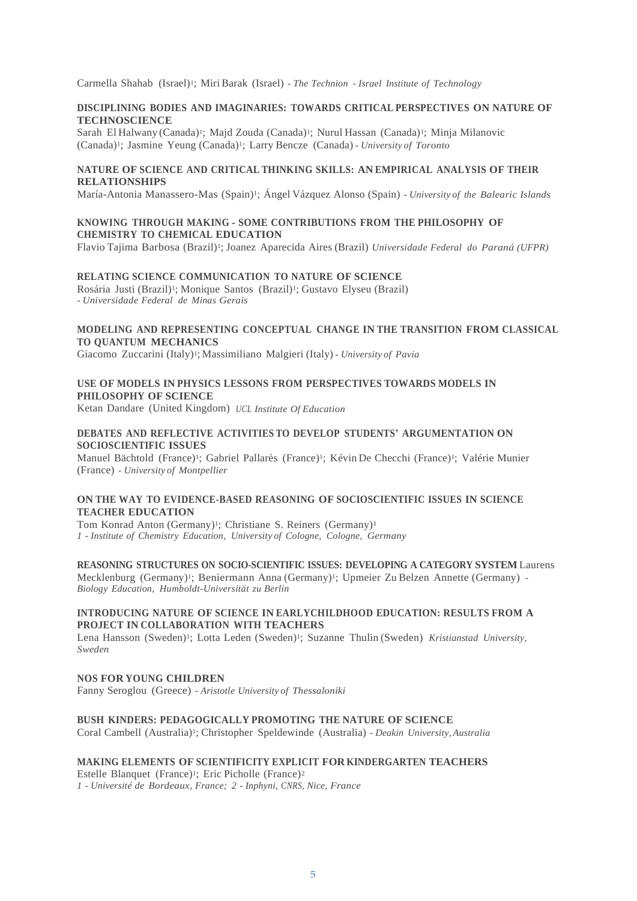Carmella Shahab (Israel)[1]; Miri Barak (Israel) - *The Technion - Israel Institute of Technology*

**DISCIPLINING BODIES AND IMAGINARIES: TOWARDS CRITICAL PERSPECTIVES ON NATURE OF TECHNOSCIENCE**
Sarah El Halwany (Canada)[1]; Majd Zouda (Canada)[1]; Nurul Hassan (Canada)[1]; Minja Milanovic (Canada)[1]; Jasmine Yeung (Canada)[1]; Larry Bencze (Canada) - *University of Toronto*

**NATURE OF SCIENCE AND CRITICAL THINKING SKILLS: AN EMPIRICAL ANALYSIS OF THEIR RELATIONSHIPS**
María-Antonia Manassero-Mas (Spain)[1]; Ángel Vázquez Alonso (Spain) - *University of the Balearic Islands*

**KNOWING THROUGH MAKING - SOME CONTRIBUTIONS FROM THE PHILOSOPHY OF CHEMISTRY TO CHEMICAL EDUCATION**
Flavio Tajima Barbosa (Brazil)[1]; Joanez Aparecida Aires (Brazil) *Universidade Federal do Paraná (UFPR)*

**RELATING SCIENCE COMMUNICATION TO NATURE OF SCIENCE**
Rosária Justi (Brazil)[1]; Monique Santos (Brazil)[1]; Gustavo Elyseu (Brazil)
*- Universidade Federal de Minas Gerais*

**MODELING AND REPRESENTING CONCEPTUAL CHANGE IN THE TRANSITION FROM CLASSICAL TO QUANTUM MECHANICS**
Giacomo Zuccarini (Italy)[1]; Massimiliano Malgieri (Italy) - *University of Pavia*

**USE OF MODELS IN PHYSICS LESSONS FROM PERSPECTIVES TOWARDS MODELS IN PHILOSOPHY OF SCIENCE**
Ketan Dandare (United Kingdom) *UCL Institute Of Education*

**DEBATES AND REFLECTIVE ACTIVITIES TO DEVELOP STUDENTS' ARGUMENTATION ON SOCIOSCIENTIFIC ISSUES**
Manuel Bächtold (France)[1]; Gabriel Pallarès (France)[1]; Kévin De Checchi (France)[1]; Valérie Munier (France) - *University of Montpellier*

**ON THE WAY TO EVIDENCE-BASED REASONING OF SOCIOSCIENTIFIC ISSUES IN SCIENCE TEACHER EDUCATION**
Tom Konrad Anton (Germany)[1]; Christiane S. Reiners (Germany)[1]
*1 - Institute of Chemistry Education, University of Cologne, Cologne, Germany*

**REASONING STRUCTURES ON SOCIO-SCIENTIFIC ISSUES: DEVELOPING A CATEGORY SYSTEM** Laurens Mecklenburg (Germany)[1]; Beniermann Anna (Germany)[1]; Upmeier Zu Belzen Annette (Germany) - *Biology Education, Humboldt-Universität zu Berlin*

**INTRODUCING NATURE OF SCIENCE IN EARLYCHILDHOOD EDUCATION: RESULTS FROM A PROJECT IN COLLABORATION WITH TEACHERS**
Lena Hansson (Sweden)[1]; Lotta Leden (Sweden)[1]; Suzanne Thulin (Sweden) *Kristianstad University, Sweden*

**NOS FOR YOUNG CHILDREN**
Fanny Seroglou (Greece) - *Aristotle University of Thessaloniki*

**BUSH KINDERS: PEDAGOGICALLY PROMOTING THE NATURE OF SCIENCE**
Coral Cambell (Australia)[1]; Christopher Speldewinde (Australia) - *Deakin University, Australia*

**MAKING ELEMENTS OF SCIENTIFICITY EXPLICIT FOR KINDERGARTEN TEACHERS**
Estelle Blanquet (France)[1]; Eric Picholle (France)[2]
*1 - Université de Bordeaux, France; 2 - Inphyni, CNRS, Nice, France*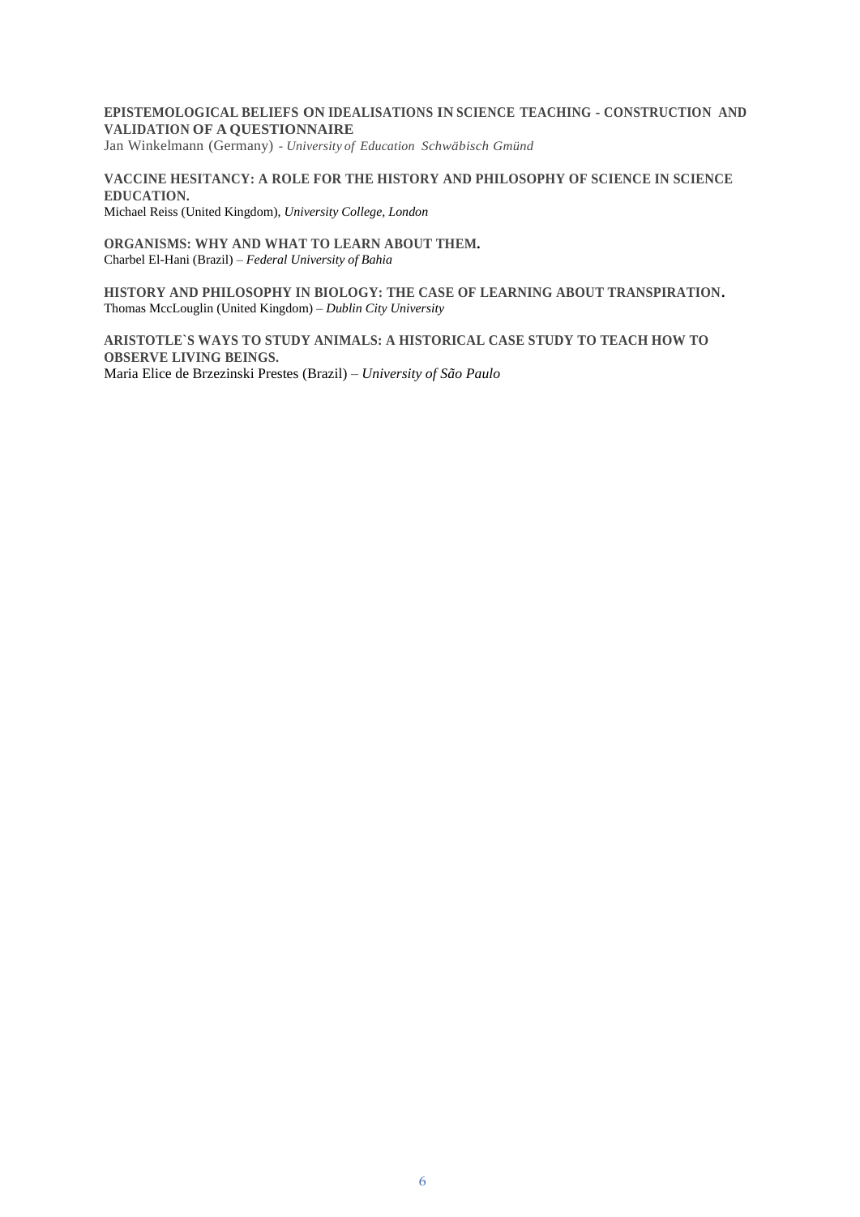**EPISTEMOLOGICAL BELIEFS ON IDEALISATIONS IN SCIENCE TEACHING - CONSTRUCTION AND VALIDATION OF A QUESTIONNAIRE**
Jan Winkelmann (Germany) - *University of Education Schwäbisch Gmünd*

**VACCINE HESITANCY: A ROLE FOR THE HISTORY AND PHILOSOPHY OF SCIENCE IN SCIENCE EDUCATION.**
Michael Reiss (United Kingdom), *University College, London*

**ORGANISMS: WHY AND WHAT TO LEARN ABOUT THEM.**
Charbel El-Hani (Brazil) – *Federal University of Bahia*

**HISTORY AND PHILOSOPHY IN BIOLOGY: THE CASE OF LEARNING ABOUT TRANSPIRATION.**
Thomas MccLouglin (United Kingdom) – *Dublin City University*

**ARISTOTLE`S WAYS TO STUDY ANIMALS: A HISTORICAL CASE STUDY TO TEACH HOW TO OBSERVE LIVING BEINGS.**
Maria Elice de Brzezinski Prestes (Brazil) – *University of São Paulo*